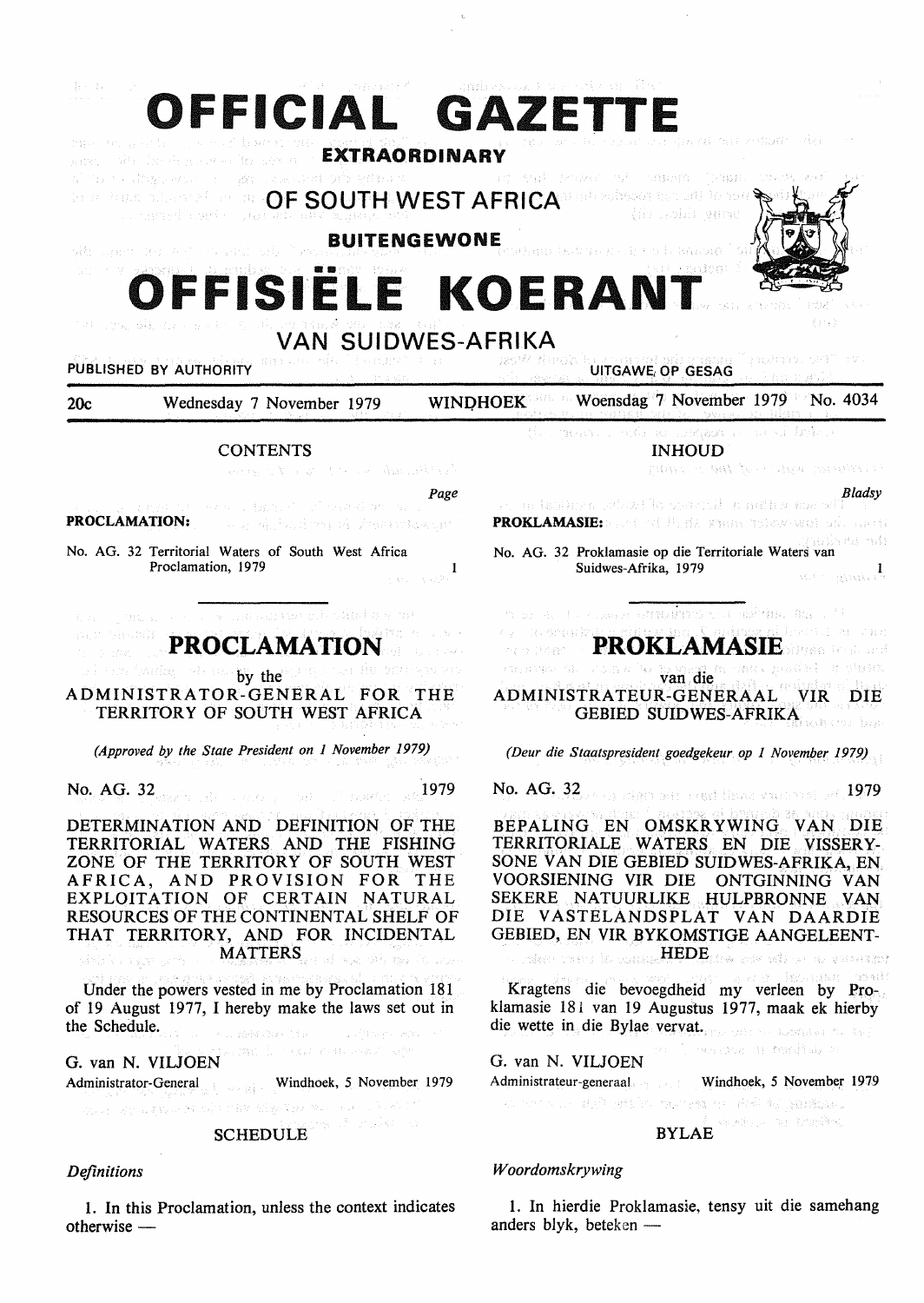# OFFICIAL GAZETTE

**EXTRAORDINARY**

## OF SOUTH WEST AFRICA

**BUITENGEWONE**

# OFFISIËLE KOERANT

## VAN SUIDWES-AFRIKA

PUBLISHED BY AUTHORITY — UITGAWE OP GESAG

20c — Wednesday 7 November 1979 — WINDHOEK — Woensdag 7 November 1979 — No. 4034

**CONTENTS**

| | Page |
|---|---|
| **PROCLAMATION:** | |
| No. AG. 32 Territorial Waters of South West Africa Proclamation, 1979 | 1 |

## PROCLAMATION

by the

**ADMINISTRATOR-GENERAL FOR THE TERRITORY OF SOUTH WEST AFRICA**

*(Approved by the State President on 1 November 1979)*

No. AG. 32 — 1979

**DETERMINATION AND DEFINITION OF THE TERRITORIAL WATERS AND THE FISHING ZONE OF THE TERRITORY OF SOUTH WEST AFRICA, AND PROVISION FOR THE EXPLOITATION OF CERTAIN NATURAL RESOURCES OF THE CONTINENTAL SHELF OF THAT TERRITORY, AND FOR INCIDENTAL MATTERS**

Under the powers vested in me by Proclamation 181 of 19 August 1977, I hereby make the laws set out in the Schedule.

G. van N. VILJOEN
Administrator-General — Windhoek, 5 November 1979

**SCHEDULE**

*Definitions*

1. In this Proclamation, unless the context indicates otherwise —

**INHOUD**

| | Bladsy |
|---|---|
| **PROKLAMASIE:** | |
| No. AG. 32 Proklamasie op die Territoriale Waters van Suidwes-Afrika, 1979 | 1 |

## PROKLAMASIE

van die

**ADMINISTRATEUR-GENERAAL VIR DIE GEBIED SUIDWES-AFRIKA**

*(Deur die Staatspresident goedgekeur op 1 November 1979)*

No. AG. 32 — 1979

**BEPALING EN OMSKRYWING VAN DIE TERRITORIALE WATERS EN DIE VISSERYSONE VAN DIE GEBIED SUIDWES-AFRIKA, EN VOORSIENING VIR DIE ONTGINNING VAN SEKERE NATUURLIKE HULPBRONNE VAN DIE VASTELANDSPLAT VAN DAARDIE GEBIED, EN VIR BYKOMSTIGE AANGELEENTHEDE**

Kragtens die bevoegdheid my verleen by Proklamasie 181 van 19 Augustus 1977, maak ek hierby die wette in die Bylae vervat.

G. van N. VILJOEN
Administrateur-generaal — Windhoek, 5 November 1979

**BYLAE**

*Woordomskrywing*

1. In hierdie Proklamasie, tensy uit die samehang anders blyk, beteken —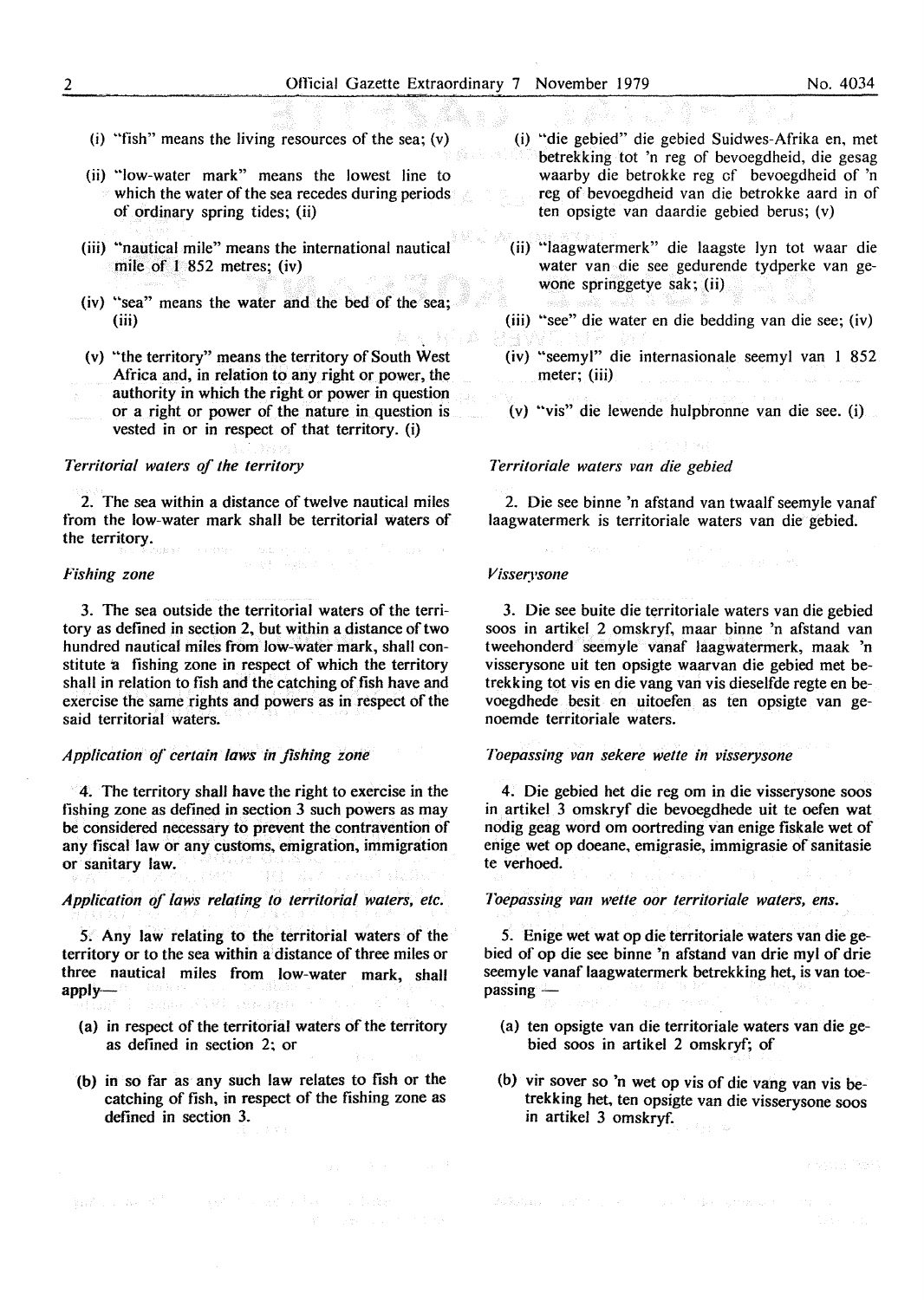(i) "fish" means the living resources of the sea; (v)

(ii) "low-water mark" means the lowest line to which the water of the sea recedes during periods of ordinary spring tides; (ii)

(iii) "nautical mile" means the international nautical mile of 1 852 metres; (iv)

(iv) "sea" means the water and the bed of the sea; (iii)

(v) "the territory" means the territory of South West Africa and, in relation to any right or power, the authority in which the right or power in question or a right or power of the nature in question is vested in or in respect of that territory. (i)

*Territorial waters of the territory*

2. The sea within a distance of twelve nautical miles from the low-water mark shall be territorial waters of the territory.

*Fishing zone*

3. The sea outside the territorial waters of the territory as defined in section 2, but within a distance of two hundred nautical miles from low-water mark, shall constitute a fishing zone in respect of which the territory shall in relation to fish and the catching of fish have and exercise the same rights and powers as in respect of the said territorial waters.

*Application of certain laws in fishing zone*

4. The territory shall have the right to exercise in the fishing zone as defined in section 3 such powers as may be considered necessary to prevent the contravention of any fiscal law or any customs, emigration, immigration or sanitary law.

*Application of laws relating to territorial waters, etc.*

5. Any law relating to the territorial waters of the territory or to the sea within a distance of three miles or three nautical miles from low-water mark, shall apply—

(a) in respect of the territorial waters of the territory as defined in section 2; or

(b) in so far as any such law relates to fish or the catching of fish, in respect of the fishing zone as defined in section 3.

(i) "die gebied" die gebied Suidwes-Afrika en, met betrekking tot 'n reg of bevoegdheid, die gesag waarby die betrokke reg of bevoegdheid of 'n reg of bevoegdheid van die betrokke aard in of ten opsigte van daardie gebied berus; (v)

(ii) "laagwatermerk" die laagste lyn tot waar die water van die see gedurende tydperke van gewone springgetye sak; (ii)

(iii) "see" die water en die bedding van die see; (iv)

(iv) "seemyl" die internasionale seemyl van 1 852 meter; (iii)

(v) "vis" die lewende hulpbronne van die see. (i)

*Territoriale waters van die gebied*

2. Die see binne 'n afstand van twaalf seemyle vanaf laagwatermerk is territoriale waters van die gebied.

*Visserysone*

3. Die see buite die territoriale waters van die gebied soos in artikel 2 omskryf, maar binne 'n afstand van tweehonderd seemyle vanaf laagwatermerk, maak 'n visserysone uit ten opsigte waarvan die gebied met betrekking tot vis en die vang van vis dieselfde regte en bevoegdhede besit en uitoefen as ten opsigte van genoemde territoriale waters.

*Toepassing van sekere wette in visserysone*

4. Die gebied het die reg om in die visserysone soos in artikel 3 omskryf die bevoegdhede uit te oefen wat nodig geag word om oortreding van enige fiskale wet of enige wet op doeane, emigrasie, immigrasie of sanitasie te verhoed.

*Toepassing van wette oor territoriale waters, ens.*

5. Enige wet wat op die territoriale waters van die gebied of op die see binne 'n afstand van drie myl of drie seemyle vanaf laagwatermerk betrekking het, is van toepassing —

(a) ten opsigte van die territoriale waters van die gebied soos in artikel 2 omskryf; of

(b) vir sover so 'n wet op vis of die vang van vis betrekking het, ten opsigte van die visserysone soos in artikel 3 omskryf.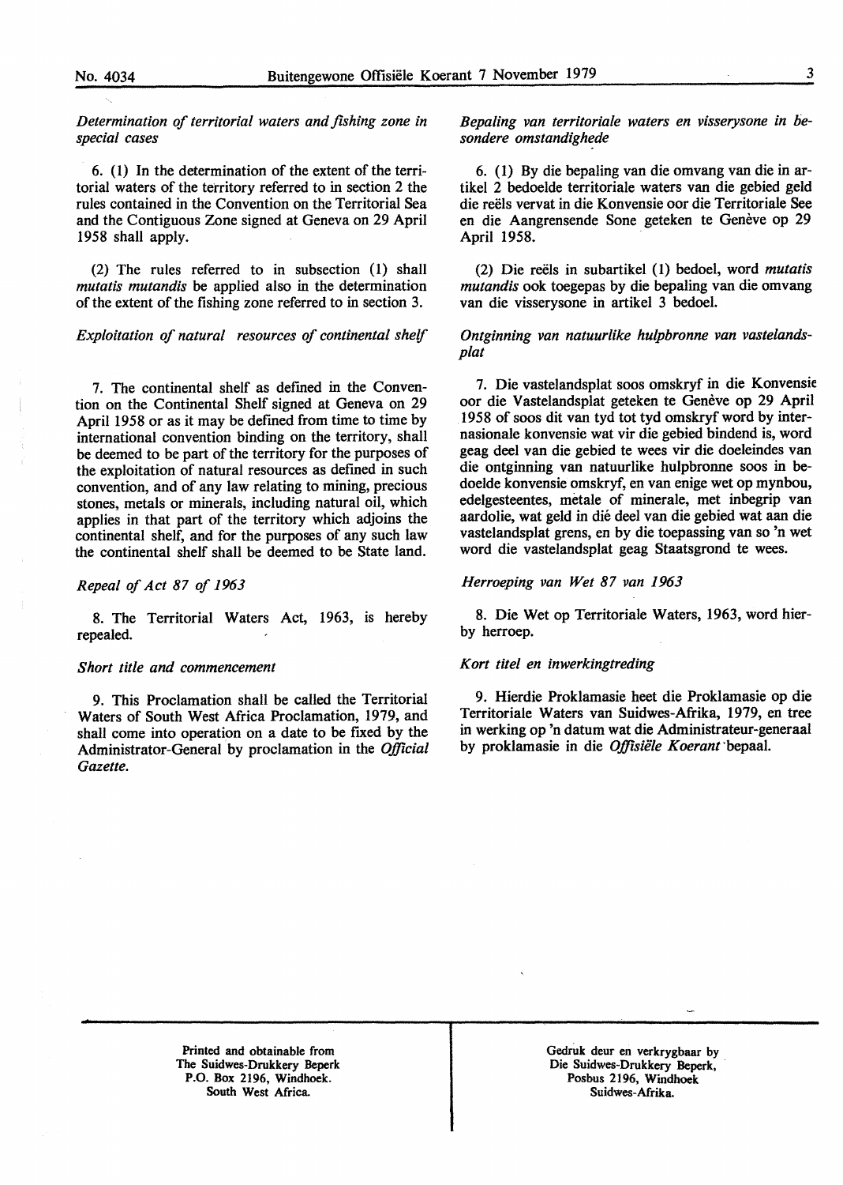*Determination of territorial waters and fishing zone in special cases*

6. (1) In the determination of the extent of the territorial waters of the territory referred to in section 2 the rules contained in the Convention on the Territorial Sea and the Contiguous Zone signed at Geneva on 29 April 1958 shall apply.

(2) The rules referred to in subsection (1) shall *mutatis mutandis* be applied also in the determination of the extent of the fishing zone referred to in section 3.

*Exploitation of natural resources of continental shelf*

7. The continental shelf as defined in the Convention on the Continental Shelf signed at Geneva on 29 April 1958 or as it may be defined from time to time by international convention binding on the territory, shall be deemed to be part of the territory for the purposes of the exploitation of natural resources as defined in such convention, and of any law relating to mining, precious stones, metals or minerals, including natural oil, which applies in that part of the territory which adjoins the continental shelf, and for the purposes of any such law the continental shelf shall be deemed to be State land.

*Repeal of Act 87 of 1963*

8. The Territorial Waters Act, 1963, is hereby repealed.

*Short title and commencement*

9. This Proclamation shall be called the Territorial Waters of South West Africa Proclamation, 1979, and shall come into operation on a date to be fixed by the Administrator-General by proclamation in the *Official Gazette*.

*Bepaling van territoriale waters en visserysone in besondere omstandighede*

6. (1) By die bepaling van die omvang van die in artikel 2 bedoelde territoriale waters van die gebied geld die reëls vervat in die Konvensie oor die Territoriale See en die Aangrensende Sone geteken te Genève op 29 April 1958.

(2) Die reëls in subartikel (1) bedoel, word *mutatis mutandis* ook toegepas by die bepaling van die omvang van die visserysone in artikel 3 bedoel.

*Ontginning van natuurlike hulpbronne van vastelandsplat*

7. Die vastelandsplat soos omskryf in die Konvensie oor die Vastelandsplat geteken te Genève op 29 April 1958 of soos dit van tyd tot tyd omskryf word by internasionale konvensie wat vir die gebied bindend is, word geag deel van die gebied te wees vir die doeleindes van die ontginning van natuurlike hulpbronne soos in bedoelde konvensie omskryf, en van enige wet op mynbou, edelgesteentes, metale of minerale, met inbegrip van aardolie, wat geld in dié deel van die gebied wat aan die vastelandsplat grens, en by die toepassing van so 'n wet word die vastelandsplat geag Staatsgrond te wees.

*Herroeping van Wet 87 van 1963*

8. Die Wet op Territoriale Waters, 1963, word hierby herroep.

*Kort titel en inwerkingtreding*

9. Hierdie Proklamasie heet die Proklamasie op die Territoriale Waters van Suidwes-Afrika, 1979, en tree in werking op 'n datum wat die Administrateur-generaal by proklamasie in die *Offisiële Koerant* bepaal.

Printed and obtainable from
The Suidwes-Drukkery Beperk
P.O. Box 2196, Windhoek.
South West Africa.

Gedruk deur en verkrygbaar by
Die Suidwes-Drukkery Beperk,
Posbus 2196, Windhoek
Suidwes-Afrika.